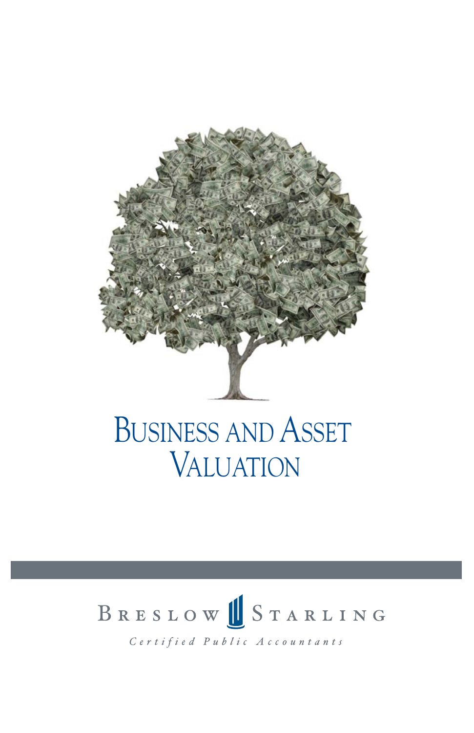# Business and Asset Valuation

Breslow Starling

*Certified Public Accountants*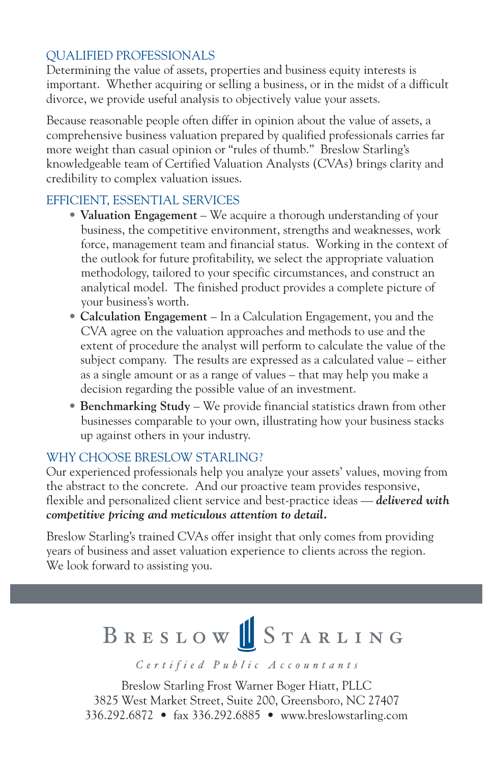## QUALIFIED PROFESSIONALS

Determining the value of assets, properties and business equity interests is important. Whether acquiring or selling a business, or in the midst of a difficult divorce, we provide useful analysis to objectively value your assets.

Because reasonable people often differ in opinion about the value of assets, a comprehensive business valuation prepared by qualified professionals carries far more weight than casual opinion or "rules of thumb." Breslow Starling's knowledgeable team of Certified Valuation Analysts (CVAs) brings clarity and credibility to complex valuation issues.

## EFFICIENT, ESSENTIAL SERVICES

- **Valuation Engagement** – We acquire a thorough understanding of your business, the competitive environment, strengths and weaknesses, work force, management team and financial status. Working in the context of the outlook for future profitability, we select the appropriate valuation methodology, tailored to your specific circumstances, and construct an analytical model. The finished product provides a complete picture of your business's worth.
- **Calculation Engagement** – In a Calculation Engagement, you and the CVA agree on the valuation approaches and methods to use and the extent of procedure the analyst will perform to calculate the value of the subject company. The results are expressed as a calculated value – either as a single amount or as a range of values – that may help you make a decision regarding the possible value of an investment.
- **Benchmarking Study** – We provide financial statistics drawn from other businesses comparable to your own, illustrating how your business stacks up against others in your industry.

## WHY CHOOSE BRESLOW STARLING?

Our experienced professionals help you analyze your assets' values, moving from the abstract to the concrete. And our proactive team provides responsive, flexible and personalized client service and best-practice ideas — ***delivered with competitive pricing and meticulous attention to detail.***

Breslow Starling's trained CVAs offer insight that only comes from providing years of business and asset valuation experience to clients across the region. We look forward to assisting you.

BRESLOW STARLING

*Certified Public Accountants*

Breslow Starling Frost Warner Boger Hiatt, PLLC
3825 West Market Street, Suite 200, Greensboro, NC 27407
336.292.6872 • fax 336.292.6885 • www.breslowstarling.com